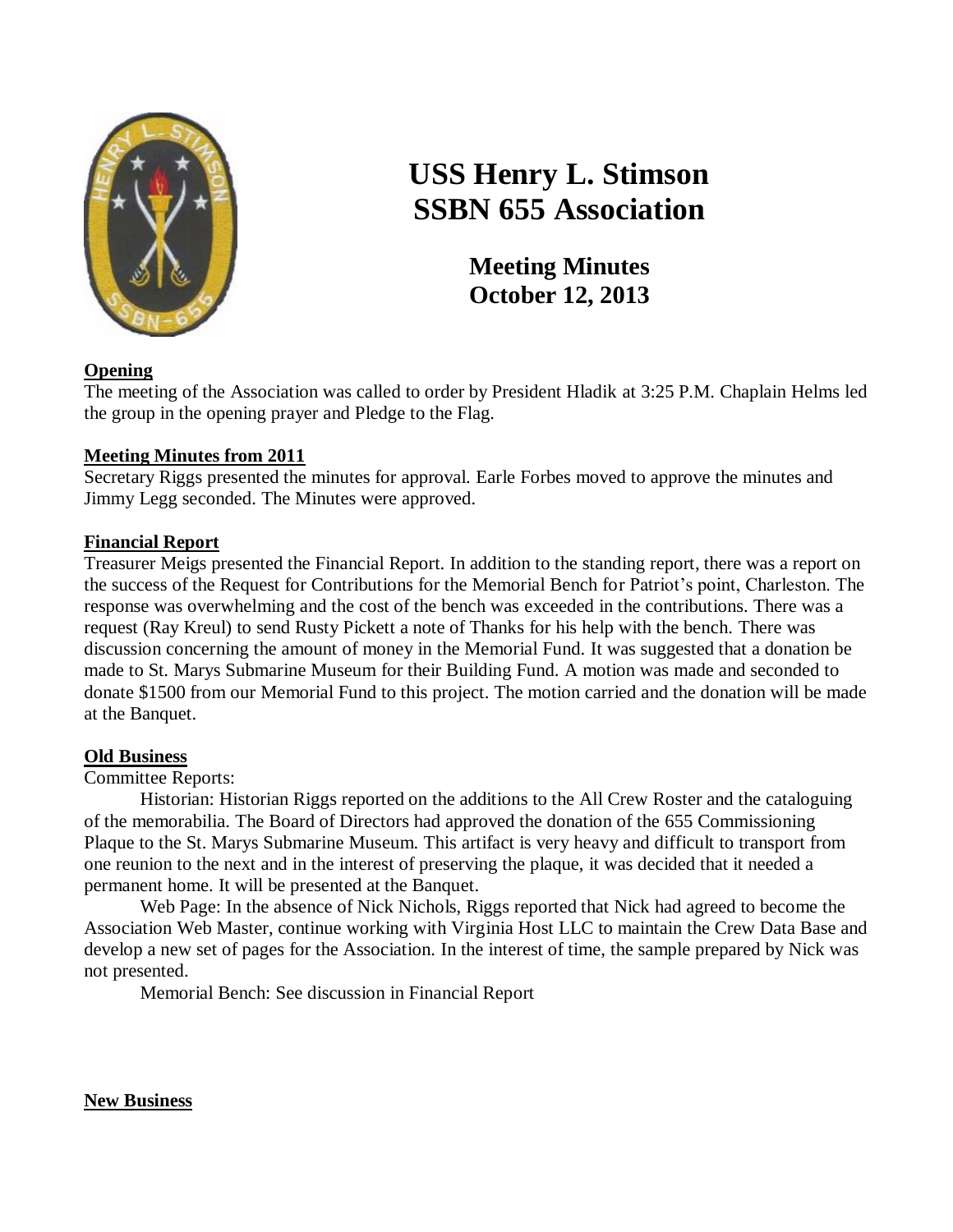# USS Henry L. Stimson SSBN 655 Association

## Meeting Minutes
## October 12, 2013

**Opening**

The meeting of the Association was called to order by President Hladik at 3:25 P.M. Chaplain Helms led the group in the opening prayer and Pledge to the Flag.

**Meeting Minutes from 2011**

Secretary Riggs presented the minutes for approval. Earle Forbes moved to approve the minutes and Jimmy Legg seconded. The Minutes were approved.

**Financial Report**

Treasurer Meigs presented the Financial Report. In addition to the standing report, there was a report on the success of the Request for Contributions for the Memorial Bench for Patriot's point, Charleston. The response was overwhelming and the cost of the bench was exceeded in the contributions. There was a request (Ray Kreul) to send Rusty Pickett a note of Thanks for his help with the bench. There was discussion concerning the amount of money in the Memorial Fund. It was suggested that a donation be made to St. Marys Submarine Museum for their Building Fund. A motion was made and seconded to donate $1500 from our Memorial Fund to this project. The motion carried and the donation will be made at the Banquet.

**Old Business**

Committee Reports:

Historian: Historian Riggs reported on the additions to the All Crew Roster and the cataloguing of the memorabilia. The Board of Directors had approved the donation of the 655 Commissioning Plaque to the St. Marys Submarine Museum. This artifact is very heavy and difficult to transport from one reunion to the next and in the interest of preserving the plaque, it was decided that it needed a permanent home. It will be presented at the Banquet.

Web Page: In the absence of Nick Nichols, Riggs reported that Nick had agreed to become the Association Web Master, continue working with Virginia Host LLC to maintain the Crew Data Base and develop a new set of pages for the Association. In the interest of time, the sample prepared by Nick was not presented.

Memorial Bench: See discussion in Financial Report

**New Business**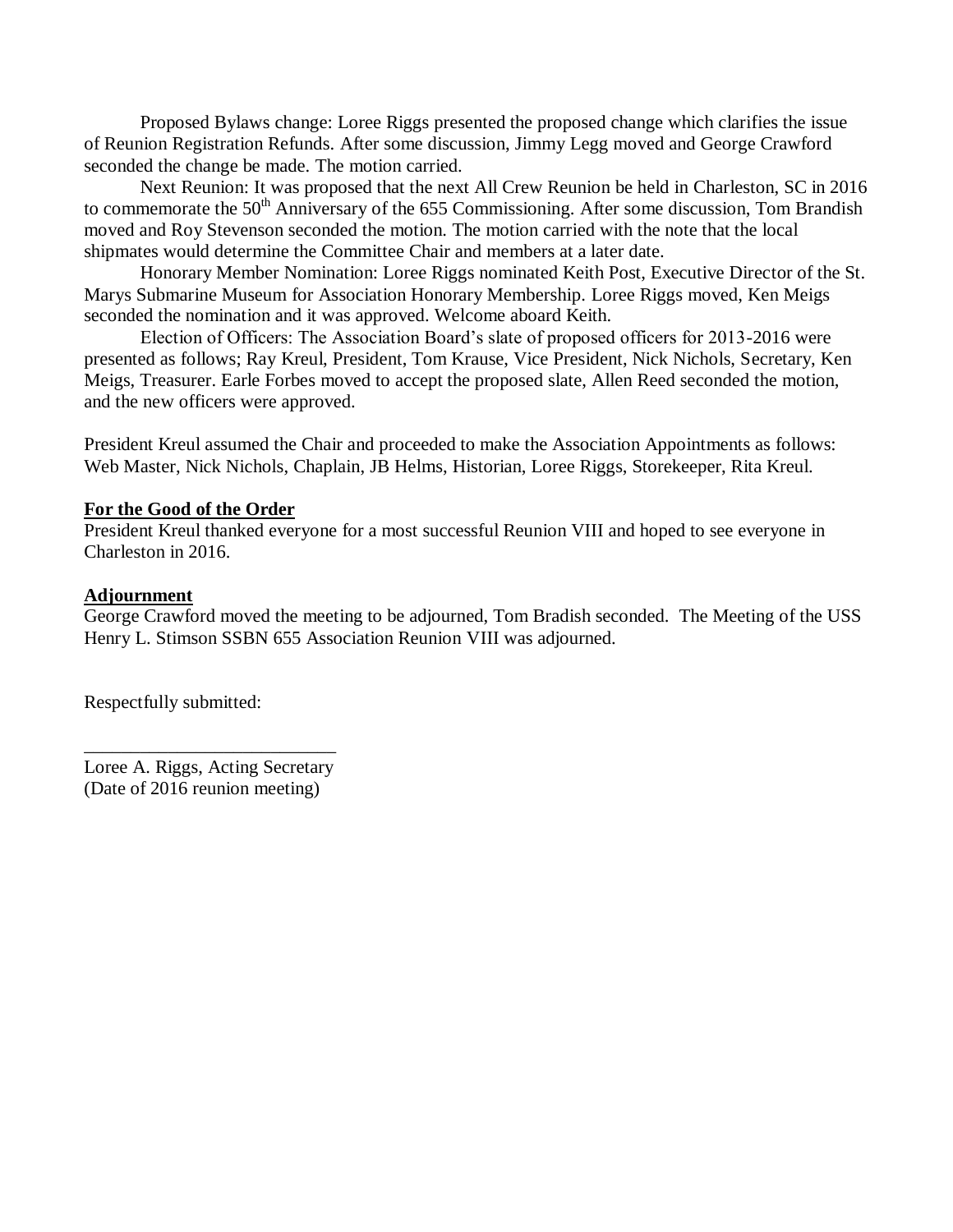Proposed Bylaws change: Loree Riggs presented the proposed change which clarifies the issue of Reunion Registration Refunds. After some discussion, Jimmy Legg moved and George Crawford seconded the change be made. The motion carried.

Next Reunion: It was proposed that the next All Crew Reunion be held in Charleston, SC in 2016 to commemorate the 50th Anniversary of the 655 Commissioning. After some discussion, Tom Brandish moved and Roy Stevenson seconded the motion. The motion carried with the note that the local shipmates would determine the Committee Chair and members at a later date.

Honorary Member Nomination: Loree Riggs nominated Keith Post, Executive Director of the St. Marys Submarine Museum for Association Honorary Membership. Loree Riggs moved, Ken Meigs seconded the nomination and it was approved. Welcome aboard Keith.

Election of Officers: The Association Board's slate of proposed officers for 2013-2016 were presented as follows; Ray Kreul, President, Tom Krause, Vice President, Nick Nichols, Secretary, Ken Meigs, Treasurer. Earle Forbes moved to accept the proposed slate, Allen Reed seconded the motion, and the new officers were approved.

President Kreul assumed the Chair and proceeded to make the Association Appointments as follows: Web Master, Nick Nichols, Chaplain, JB Helms, Historian, Loree Riggs, Storekeeper, Rita Kreul.

**For the Good of the Order**

President Kreul thanked everyone for a most successful Reunion VIII and hoped to see everyone in Charleston in 2016.

**Adjournment**

George Crawford moved the meeting to be adjourned, Tom Bradish seconded. The Meeting of the USS Henry L. Stimson SSBN 655 Association Reunion VIII was adjourned.

Respectfully submitted:

___________________________

Loree A. Riggs, Acting Secretary
(Date of 2016 reunion meeting)